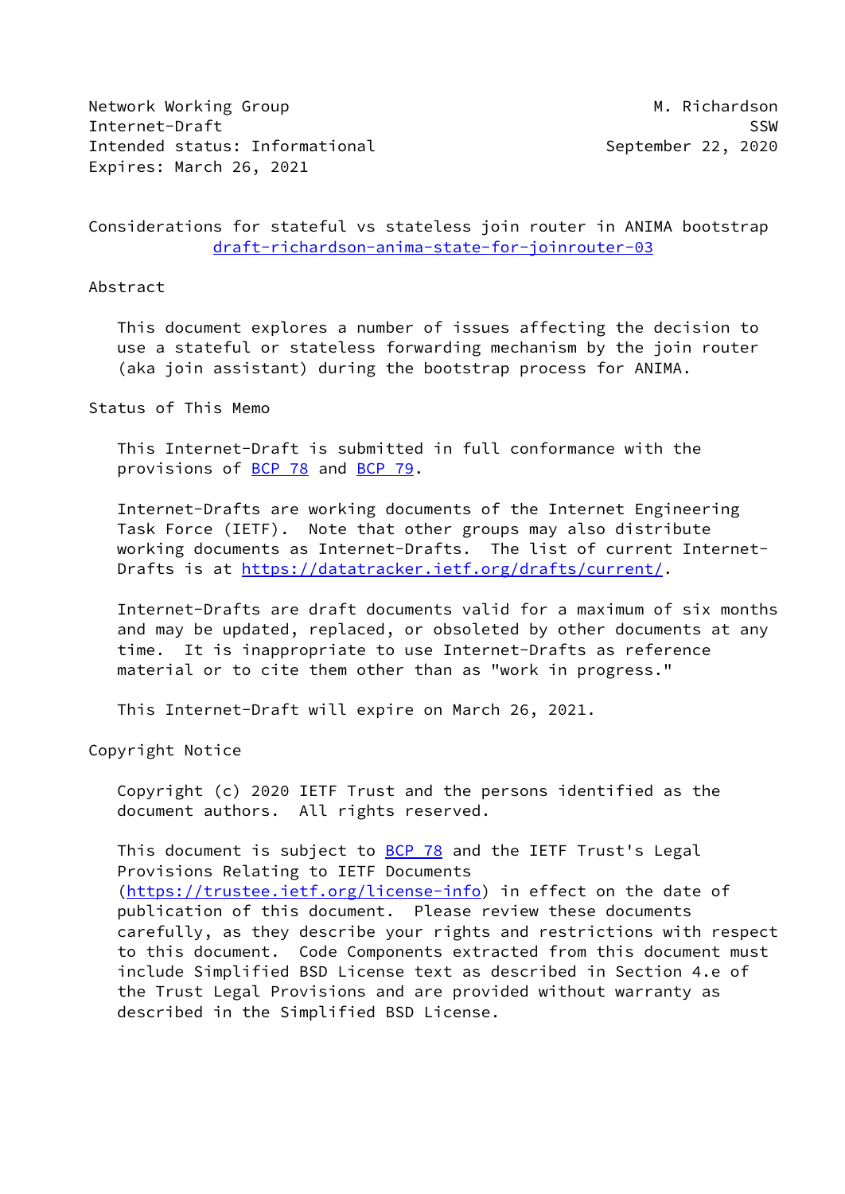Network Working Group M. Richardson
Internet-Draft SSW
Intended status: Informational September 22, 2020
Expires: March 26, 2021

# Considerations for stateful vs stateless join router in ANIMA bootstrap

draft-richardson-anima-state-for-joinrouter-03

## Abstract

This document explores a number of issues affecting the decision to use a stateful or stateless forwarding mechanism by the join router (aka join assistant) during the bootstrap process for ANIMA.

## Status of This Memo

This Internet-Draft is submitted in full conformance with the provisions of BCP 78 and BCP 79.

Internet-Drafts are working documents of the Internet Engineering Task Force (IETF). Note that other groups may also distribute working documents as Internet-Drafts. The list of current Internet-Drafts is at https://datatracker.ietf.org/drafts/current/.

Internet-Drafts are draft documents valid for a maximum of six months and may be updated, replaced, or obsoleted by other documents at any time. It is inappropriate to use Internet-Drafts as reference material or to cite them other than as "work in progress."

This Internet-Draft will expire on March 26, 2021.

## Copyright Notice

Copyright (c) 2020 IETF Trust and the persons identified as the document authors. All rights reserved.

This document is subject to BCP 78 and the IETF Trust's Legal Provisions Relating to IETF Documents (https://trustee.ietf.org/license-info) in effect on the date of publication of this document. Please review these documents carefully, as they describe your rights and restrictions with respect to this document. Code Components extracted from this document must include Simplified BSD License text as described in Section 4.e of the Trust Legal Provisions and are provided without warranty as described in the Simplified BSD License.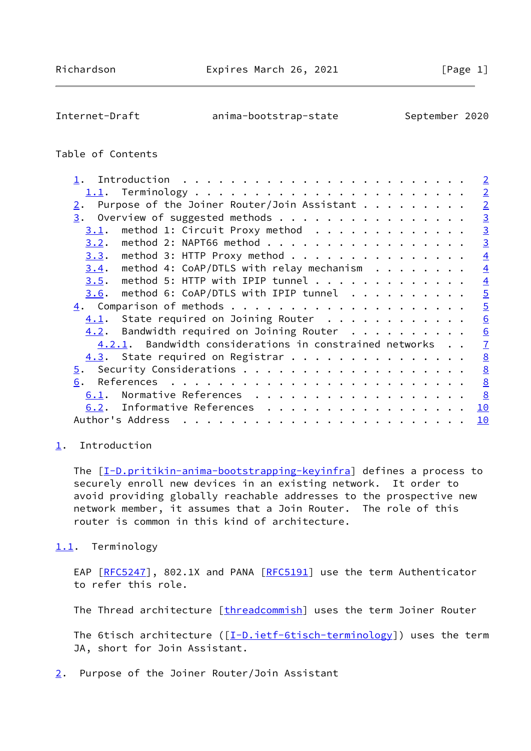Table of Contents

- 1. Introduction . . . . . . . . . . . . . . . . . . . . . . . . 2
  - 1.1. Terminology . . . . . . . . . . . . . . . . . . . . . . 2
- 2. Purpose of the Joiner Router/Join Assistant . . . . . . . . . 2
- 3. Overview of suggested methods . . . . . . . . . . . . . . . . 3
  - 3.1. method 1: Circuit Proxy method . . . . . . . . . . . . . 3
  - 3.2. method 2: NAPT66 method . . . . . . . . . . . . . . . . 3
  - 3.3. method 3: HTTP Proxy method . . . . . . . . . . . . . . 4
  - 3.4. method 4: CoAP/DTLS with relay mechanism . . . . . . . . 4
  - 3.5. method 5: HTTP with IPIP tunnel . . . . . . . . . . . . 4
  - 3.6. method 6: CoAP/DTLS with IPIP tunnel . . . . . . . . . . 5
- 4. Comparison of methods . . . . . . . . . . . . . . . . . . . . 5
  - 4.1. State required on Joining Router . . . . . . . . . . . . 6
  - 4.2. Bandwidth required on Joining Router . . . . . . . . . . 6
    - 4.2.1. Bandwidth considerations in constrained networks . . 7
  - 4.3. State required on Registrar . . . . . . . . . . . . . . 8
- 5. Security Considerations . . . . . . . . . . . . . . . . . . . 8
- 6. References . . . . . . . . . . . . . . . . . . . . . . . . . 8
  - 6.1. Normative References . . . . . . . . . . . . . . . . . . 8
  - 6.2. Informative References . . . . . . . . . . . . . . . . . 10
- Author's Address . . . . . . . . . . . . . . . . . . . . . . . . 10

# 1. Introduction

The [I-D.pritikin-anima-bootstrapping-keyinfra] defines a process to securely enroll new devices in an existing network. It order to avoid providing globally reachable addresses to the prospective new network member, it assumes that a Join Router. The role of this router is common in this kind of architecture.

## 1.1. Terminology

EAP [RFC5247], 802.1X and PANA [RFC5191] use the term Authenticator to refer this role.

The Thread architecture [threadcommish] uses the term Joiner Router

The 6tisch architecture ([I-D.ietf-6tisch-terminology]) uses the term JA, short for Join Assistant.

# 2. Purpose of the Joiner Router/Join Assistant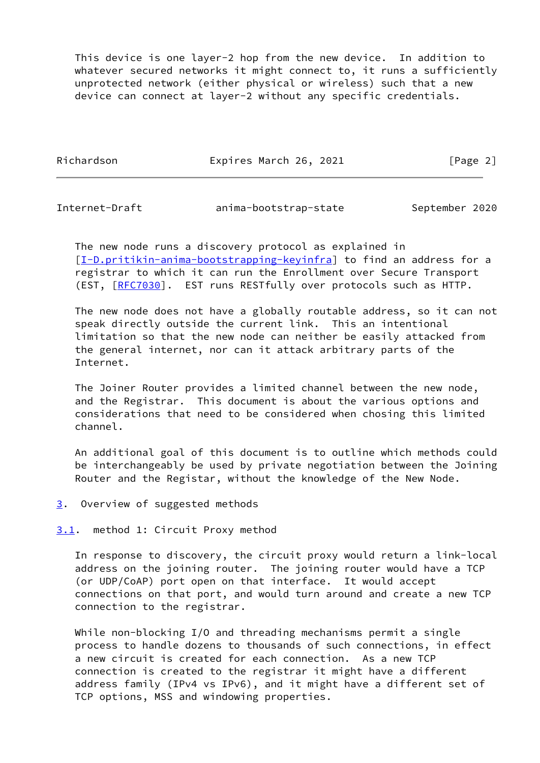This device is one layer-2 hop from the new device. In addition to whatever secured networks it might connect to, it runs a sufficiently unprotected network (either physical or wireless) such that a new device can connect at layer-2 without any specific credentials.

The new node runs a discovery protocol as explained in [I-D.pritikin-anima-bootstrapping-keyinfra] to find an address for a registrar to which it can run the Enrollment over Secure Transport (EST, [RFC7030]. EST runs RESTfully over protocols such as HTTP.

The new node does not have a globally routable address, so it can not speak directly outside the current link. This an intentional limitation so that the new node can neither be easily attacked from the general internet, nor can it attack arbitrary parts of the Internet.

The Joiner Router provides a limited channel between the new node, and the Registrar. This document is about the various options and considerations that need to be considered when chosing this limited channel.

An additional goal of this document is to outline which methods could be interchangeably be used by private negotiation between the Joining Router and the Registar, without the knowledge of the New Node.

## 3. Overview of suggested methods

### 3.1. method 1: Circuit Proxy method

In response to discovery, the circuit proxy would return a link-local address on the joining router. The joining router would have a TCP (or UDP/CoAP) port open on that interface. It would accept connections on that port, and would turn around and create a new TCP connection to the registrar.

While non-blocking I/O and threading mechanisms permit a single process to handle dozens to thousands of such connections, in effect a new circuit is created for each connection. As a new TCP connection is created to the registrar it might have a different address family (IPv4 vs IPv6), and it might have a different set of TCP options, MSS and windowing properties.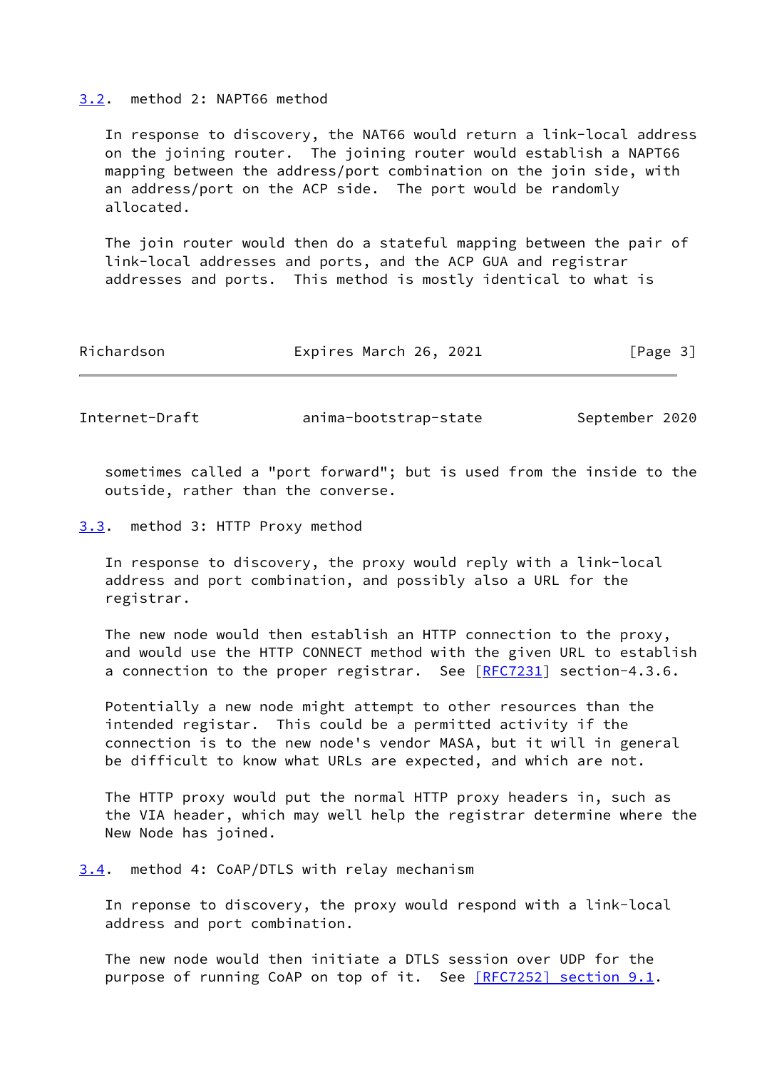## 3.2. method 2: NAPT66 method

In response to discovery, the NAT66 would return a link-local address on the joining router. The joining router would establish a NAPT66 mapping between the address/port combination on the join side, with an address/port on the ACP side. The port would be randomly allocated.

The join router would then do a stateful mapping between the pair of link-local addresses and ports, and the ACP GUA and registrar addresses and ports. This method is mostly identical to what is sometimes called a "port forward"; but is used from the inside to the outside, rather than the converse.

## 3.3. method 3: HTTP Proxy method

In response to discovery, the proxy would reply with a link-local address and port combination, and possibly also a URL for the registrar.

The new node would then establish an HTTP connection to the proxy, and would use the HTTP CONNECT method with the given URL to establish a connection to the proper registrar. See [RFC7231] section-4.3.6.

Potentially a new node might attempt to other resources than the intended registar. This could be a permitted activity if the connection is to the new node's vendor MASA, but it will in general be difficult to know what URLs are expected, and which are not.

The HTTP proxy would put the normal HTTP proxy headers in, such as the VIA header, which may well help the registrar determine where the New Node has joined.

## 3.4. method 4: CoAP/DTLS with relay mechanism

In reponse to discovery, the proxy would respond with a link-local address and port combination.

The new node would then initiate a DTLS session over UDP for the purpose of running CoAP on top of it. See [RFC7252] section 9.1.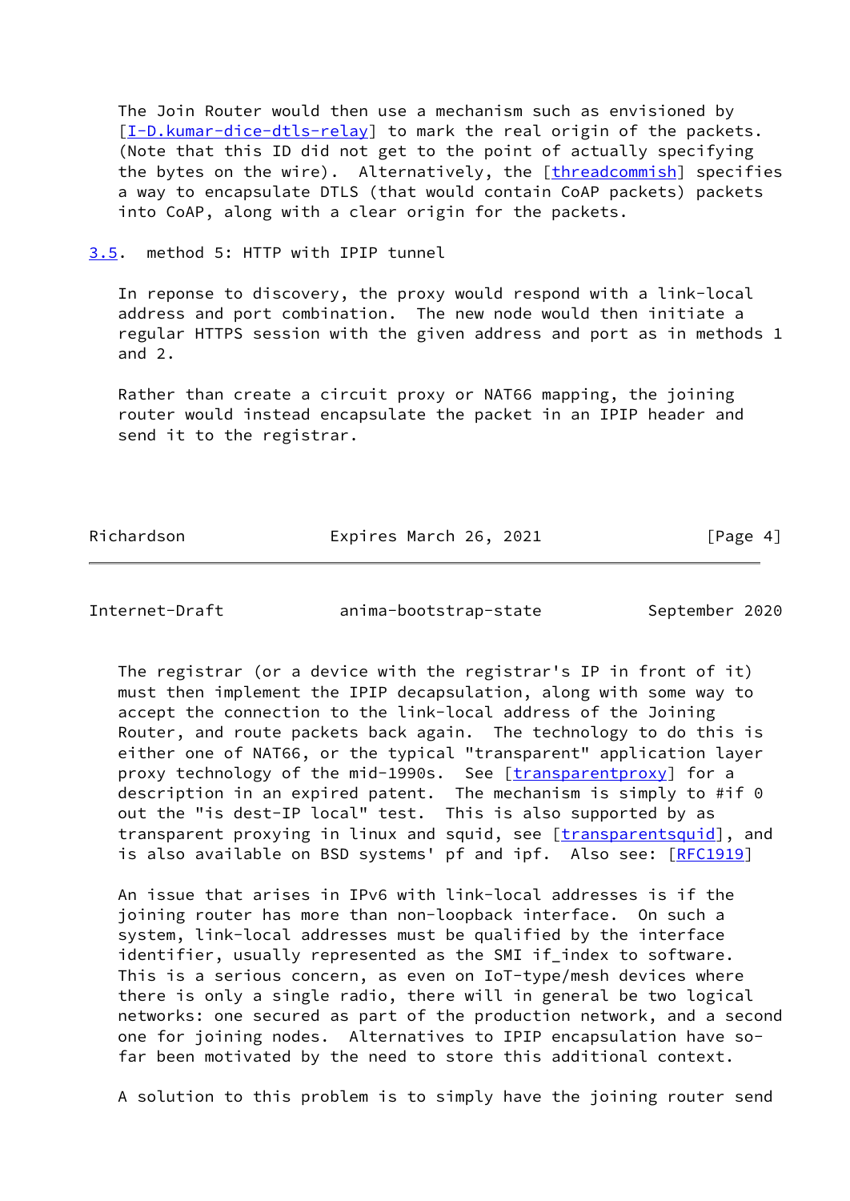The Join Router would then use a mechanism such as envisioned by [I-D.kumar-dice-dtls-relay] to mark the real origin of the packets. (Note that this ID did not get to the point of actually specifying the bytes on the wire). Alternatively, the [threadcommish] specifies a way to encapsulate DTLS (that would contain CoAP packets) packets into CoAP, along with a clear origin for the packets.

### 3.5. method 5: HTTP with IPIP tunnel

In reponse to discovery, the proxy would respond with a link-local address and port combination. The new node would then initiate a regular HTTPS session with the given address and port as in methods 1 and 2.

Rather than create a circuit proxy or NAT66 mapping, the joining router would instead encapsulate the packet in an IPIP header and send it to the registrar.

The registrar (or a device with the registrar's IP in front of it) must then implement the IPIP decapsulation, along with some way to accept the connection to the link-local address of the Joining Router, and route packets back again. The technology to do this is either one of NAT66, or the typical "transparent" application layer proxy technology of the mid-1990s. See [transparentproxy] for a description in an expired patent. The mechanism is simply to #if 0 out the "is dest-IP local" test. This is also supported by as transparent proxying in linux and squid, see [transparentsquid], and is also available on BSD systems' pf and ipf. Also see: [RFC1919]

An issue that arises in IPv6 with link-local addresses is if the joining router has more than non-loopback interface. On such a system, link-local addresses must be qualified by the interface identifier, usually represented as the SMI if_index to software. This is a serious concern, as even on IoT-type/mesh devices where there is only a single radio, there will in general be two logical networks: one secured as part of the production network, and a second one for joining nodes. Alternatives to IPIP encapsulation have so-far been motivated by the need to store this additional context.

A solution to this problem is to simply have the joining router send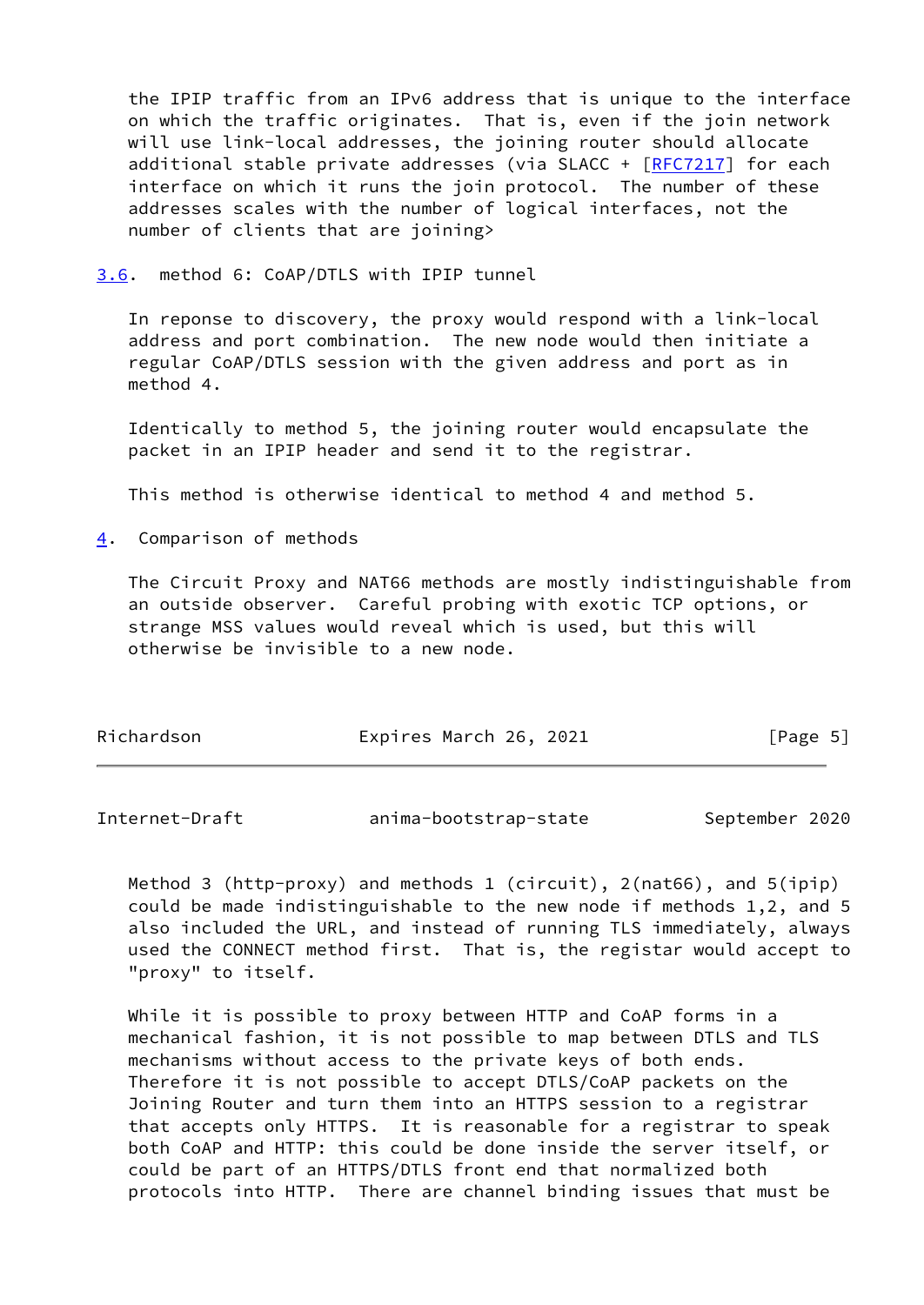the IPIP traffic from an IPv6 address that is unique to the interface on which the traffic originates. That is, even if the join network will use link-local addresses, the joining router should allocate additional stable private addresses (via SLACC + [RFC7217] for each interface on which it runs the join protocol. The number of these addresses scales with the number of logical interfaces, not the number of clients that are joining>

## 3.6. method 6: CoAP/DTLS with IPIP tunnel

In reponse to discovery, the proxy would respond with a link-local address and port combination. The new node would then initiate a regular CoAP/DTLS session with the given address and port as in method 4.

Identically to method 5, the joining router would encapsulate the packet in an IPIP header and send it to the registrar.

This method is otherwise identical to method 4 and method 5.

# 4. Comparison of methods

The Circuit Proxy and NAT66 methods are mostly indistinguishable from an outside observer. Careful probing with exotic TCP options, or strange MSS values would reveal which is used, but this will otherwise be invisible to a new node.

Method 3 (http-proxy) and methods 1 (circuit), 2(nat66), and 5(ipip) could be made indistinguishable to the new node if methods 1,2, and 5 also included the URL, and instead of running TLS immediately, always used the CONNECT method first. That is, the registar would accept to "proxy" to itself.

While it is possible to proxy between HTTP and CoAP forms in a mechanical fashion, it is not possible to map between DTLS and TLS mechanisms without access to the private keys of both ends. Therefore it is not possible to accept DTLS/CoAP packets on the Joining Router and turn them into an HTTPS session to a registrar that accepts only HTTPS. It is reasonable for a registrar to speak both CoAP and HTTP: this could be done inside the server itself, or could be part of an HTTPS/DTLS front end that normalized both protocols into HTTP. There are channel binding issues that must be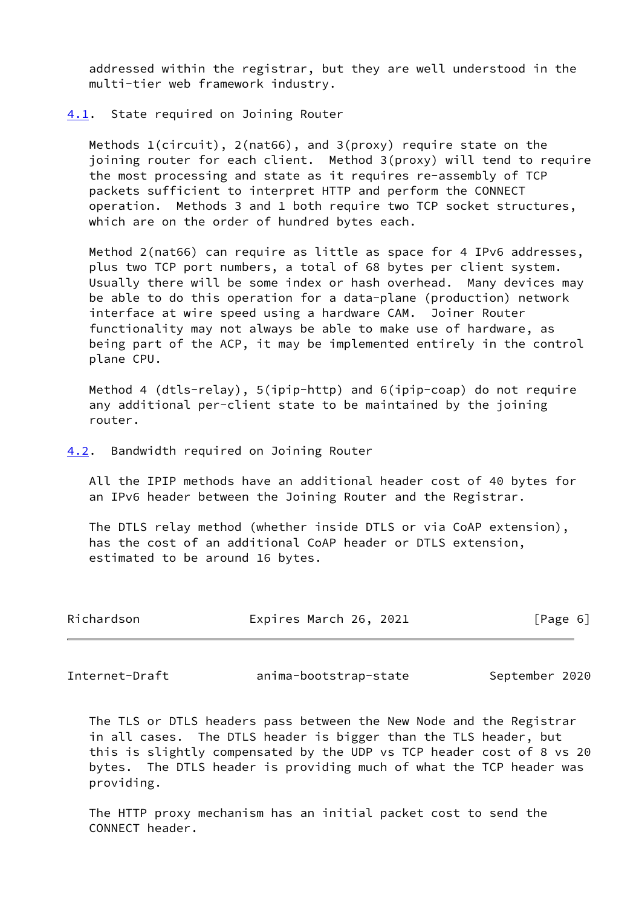addressed within the registrar, but they are well understood in the multi-tier web framework industry.

## 4.1. State required on Joining Router

Methods 1(circuit), 2(nat66), and 3(proxy) require state on the joining router for each client. Method 3(proxy) will tend to require the most processing and state as it requires re-assembly of TCP packets sufficient to interpret HTTP and perform the CONNECT operation. Methods 3 and 1 both require two TCP socket structures, which are on the order of hundred bytes each.

Method 2(nat66) can require as little as space for 4 IPv6 addresses, plus two TCP port numbers, a total of 68 bytes per client system. Usually there will be some index or hash overhead. Many devices may be able to do this operation for a data-plane (production) network interface at wire speed using a hardware CAM. Joiner Router functionality may not always be able to make use of hardware, as being part of the ACP, it may be implemented entirely in the control plane CPU.

Method 4 (dtls-relay), 5(ipip-http) and 6(ipip-coap) do not require any additional per-client state to be maintained by the joining router.

## 4.2. Bandwidth required on Joining Router

All the IPIP methods have an additional header cost of 40 bytes for an IPv6 header between the Joining Router and the Registrar.

The DTLS relay method (whether inside DTLS or via CoAP extension), has the cost of an additional CoAP header or DTLS extension, estimated to be around 16 bytes.

The TLS or DTLS headers pass between the New Node and the Registrar in all cases. The DTLS header is bigger than the TLS header, but this is slightly compensated by the UDP vs TCP header cost of 8 vs 20 bytes. The DTLS header is providing much of what the TCP header was providing.

The HTTP proxy mechanism has an initial packet cost to send the CONNECT header.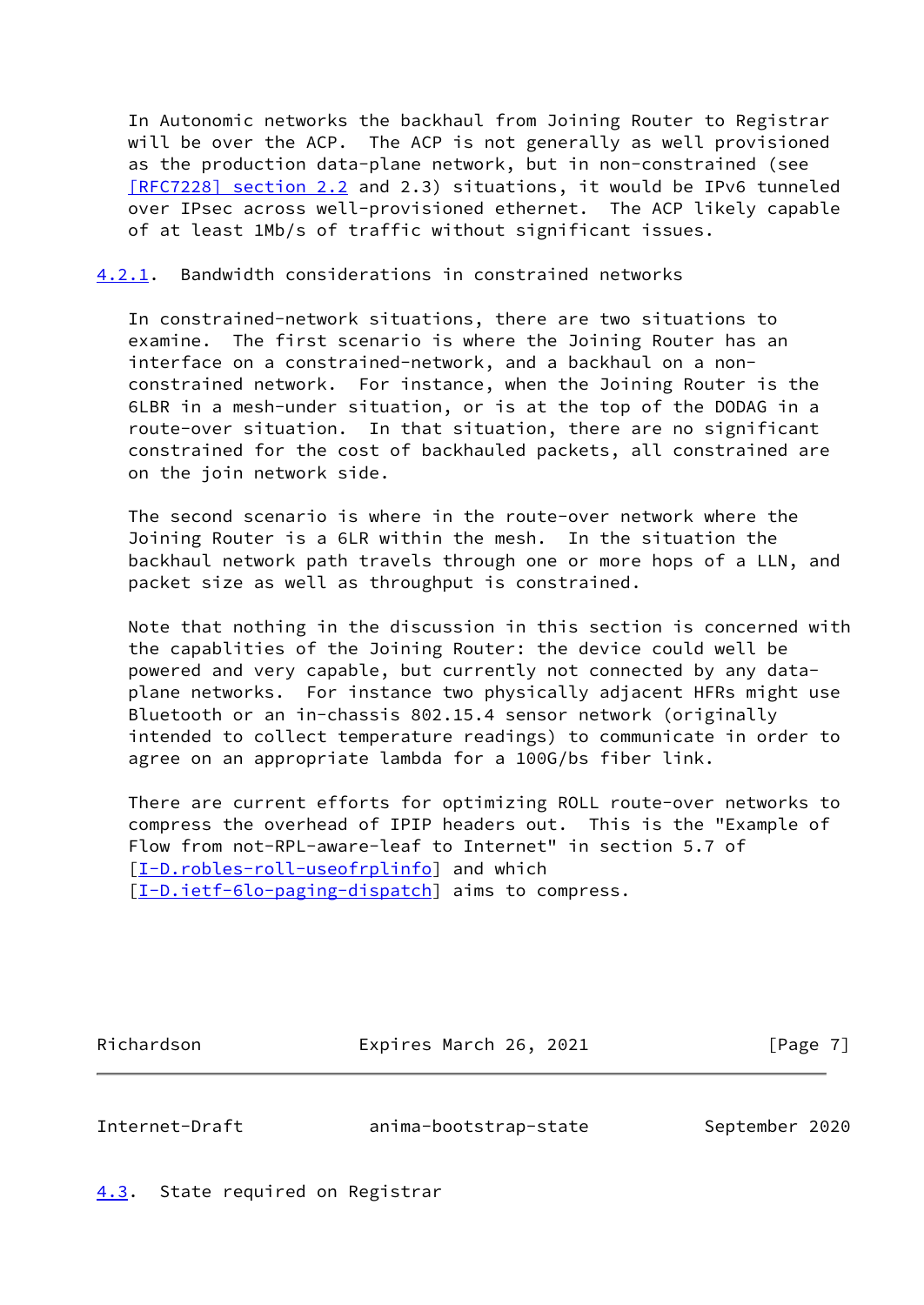In Autonomic networks the backhaul from Joining Router to Registrar will be over the ACP. The ACP is not generally as well provisioned as the production data-plane network, but in non-constrained (see [RFC7228] section 2.2 and 2.3) situations, it would be IPv6 tunneled over IPsec across well-provisioned ethernet. The ACP likely capable of at least 1Mb/s of traffic without significant issues.

### 4.2.1. Bandwidth considerations in constrained networks

In constrained-network situations, there are two situations to examine. The first scenario is where the Joining Router has an interface on a constrained-network, and a backhaul on a non-constrained network. For instance, when the Joining Router is the 6LBR in a mesh-under situation, or is at the top of the DODAG in a route-over situation. In that situation, there are no significant constrained for the cost of backhauled packets, all constrained are on the join network side.

The second scenario is where in the route-over network where the Joining Router is a 6LR within the mesh. In the situation the backhaul network path travels through one or more hops of a LLN, and packet size as well as throughput is constrained.

Note that nothing in the discussion in this section is concerned with the capablities of the Joining Router: the device could well be powered and very capable, but currently not connected by any data-plane networks. For instance two physically adjacent HFRs might use Bluetooth or an in-chassis 802.15.4 sensor network (originally intended to collect temperature readings) to communicate in order to agree on an appropriate lambda for a 100G/bs fiber link.

There are current efforts for optimizing ROLL route-over networks to compress the overhead of IPIP headers out. This is the "Example of Flow from not-RPL-aware-leaf to Internet" in section 5.7 of [I-D.robles-roll-useofrplinfo] and which [I-D.ietf-6lo-paging-dispatch] aims to compress.

## 4.3. State required on Registrar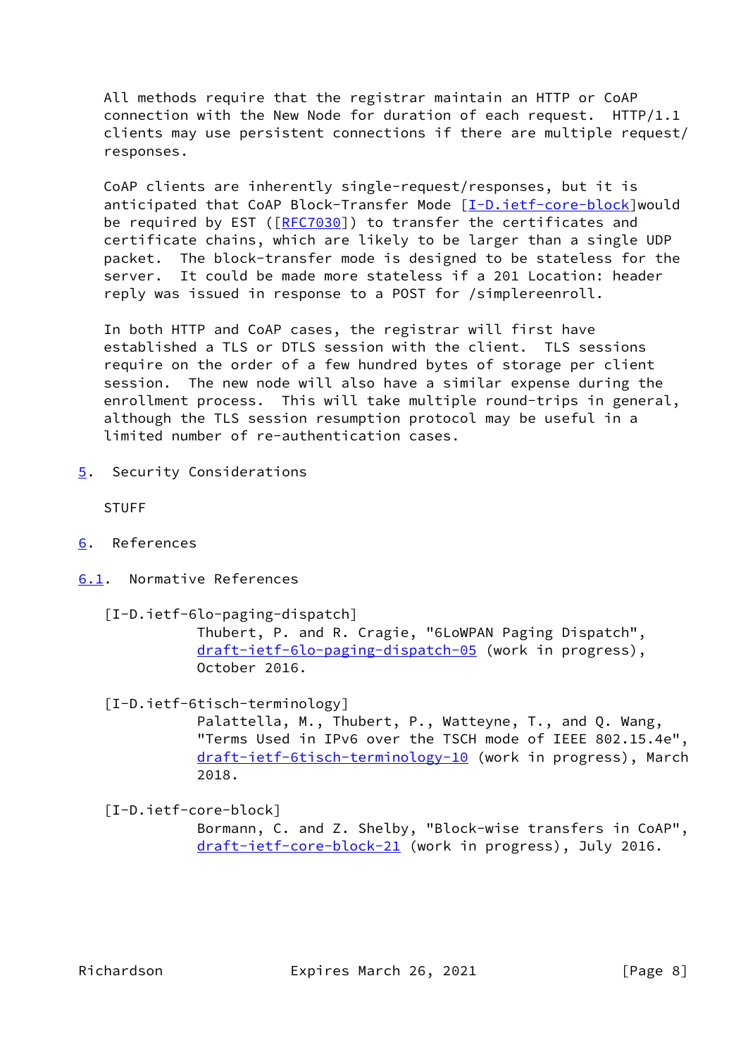All methods require that the registrar maintain an HTTP or CoAP connection with the New Node for duration of each request. HTTP/1.1 clients may use persistent connections if there are multiple request/responses.

CoAP clients are inherently single-request/responses, but it is anticipated that CoAP Block-Transfer Mode [I-D.ietf-core-block]would be required by EST ([RFC7030]) to transfer the certificates and certificate chains, which are likely to be larger than a single UDP packet. The block-transfer mode is designed to be stateless for the server. It could be made more stateless if a 201 Location: header reply was issued in response to a POST for /simplereenroll.

In both HTTP and CoAP cases, the registrar will first have established a TLS or DTLS session with the client. TLS sessions require on the order of a few hundred bytes of storage per client session. The new node will also have a similar expense during the enrollment process. This will take multiple round-trips in general, although the TLS session resumption protocol may be useful in a limited number of re-authentication cases.

## 5. Security Considerations

STUFF

## 6. References

### 6.1. Normative References

[I-D.ietf-6lo-paging-dispatch]
Thubert, P. and R. Cragie, "6LoWPAN Paging Dispatch", draft-ietf-6lo-paging-dispatch-05 (work in progress), October 2016.

[I-D.ietf-6tisch-terminology]
Palattella, M., Thubert, P., Watteyne, T., and Q. Wang, "Terms Used in IPv6 over the TSCH mode of IEEE 802.15.4e", draft-ietf-6tisch-terminology-10 (work in progress), March 2018.

[I-D.ietf-core-block]
Bormann, C. and Z. Shelby, "Block-wise transfers in CoAP", draft-ietf-core-block-21 (work in progress), July 2016.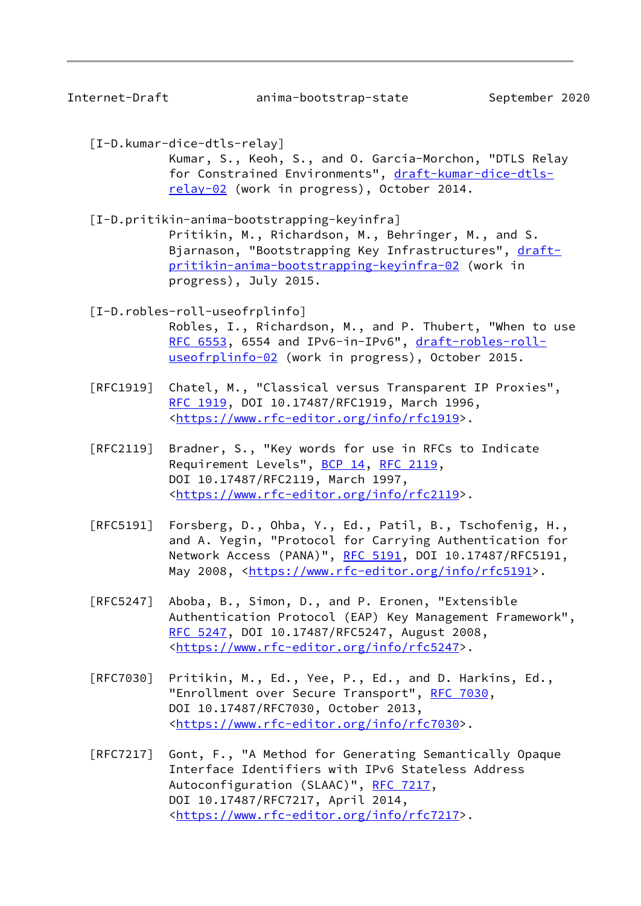[I-D.kumar-dice-dtls-relay]
Kumar, S., Keoh, S., and O. Garcia-Morchon, "DTLS Relay for Constrained Environments", draft-kumar-dice-dtls-relay-02 (work in progress), October 2014.

[I-D.pritikin-anima-bootstrapping-keyinfra]
Pritikin, M., Richardson, M., Behringer, M., and S. Bjarnason, "Bootstrapping Key Infrastructures", draft-pritikin-anima-bootstrapping-keyinfra-02 (work in progress), July 2015.

[I-D.robles-roll-useofrplinfo]
Robles, I., Richardson, M., and P. Thubert, "When to use RFC 6553, 6554 and IPv6-in-IPv6", draft-robles-roll-useofrplinfo-02 (work in progress), October 2015.

[RFC1919] Chatel, M., "Classical versus Transparent IP Proxies", RFC 1919, DOI 10.17487/RFC1919, March 1996, <https://www.rfc-editor.org/info/rfc1919>.

[RFC2119] Bradner, S., "Key words for use in RFCs to Indicate Requirement Levels", BCP 14, RFC 2119, DOI 10.17487/RFC2119, March 1997, <https://www.rfc-editor.org/info/rfc2119>.

[RFC5191] Forsberg, D., Ohba, Y., Ed., Patil, B., Tschofenig, H., and A. Yegin, "Protocol for Carrying Authentication for Network Access (PANA)", RFC 5191, DOI 10.17487/RFC5191, May 2008, <https://www.rfc-editor.org/info/rfc5191>.

[RFC5247] Aboba, B., Simon, D., and P. Eronen, "Extensible Authentication Protocol (EAP) Key Management Framework", RFC 5247, DOI 10.17487/RFC5247, August 2008, <https://www.rfc-editor.org/info/rfc5247>.

[RFC7030] Pritikin, M., Ed., Yee, P., Ed., and D. Harkins, Ed., "Enrollment over Secure Transport", RFC 7030, DOI 10.17487/RFC7030, October 2013, <https://www.rfc-editor.org/info/rfc7030>.

[RFC7217] Gont, F., "A Method for Generating Semantically Opaque Interface Identifiers with IPv6 Stateless Address Autoconfiguration (SLAAC)", RFC 7217, DOI 10.17487/RFC7217, April 2014, <https://www.rfc-editor.org/info/rfc7217>.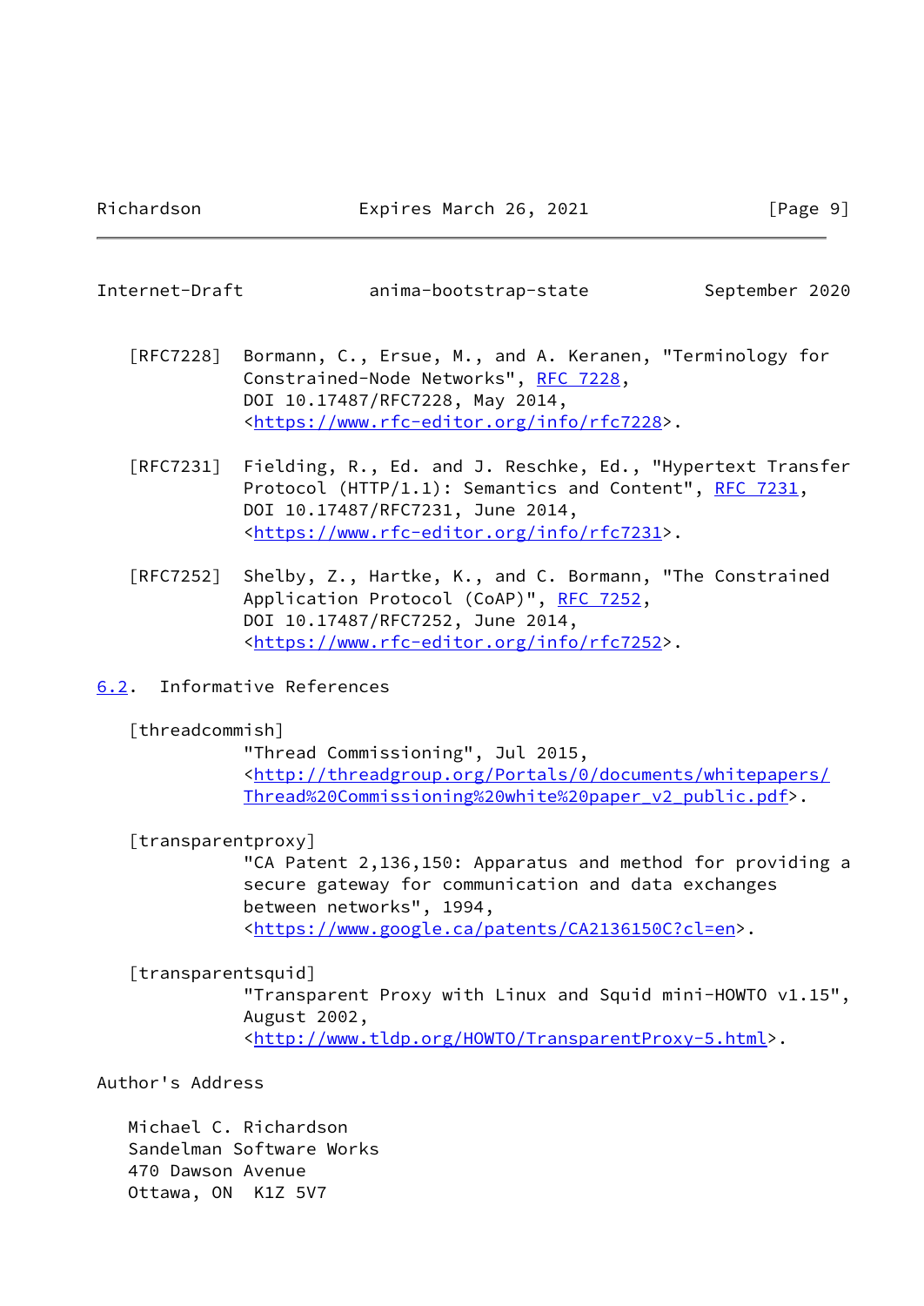[RFC7228] Bormann, C., Ersue, M., and A. Keranen, "Terminology for Constrained-Node Networks", RFC 7228, DOI 10.17487/RFC7228, May 2014, <https://www.rfc-editor.org/info/rfc7228>.

[RFC7231] Fielding, R., Ed. and J. Reschke, Ed., "Hypertext Transfer Protocol (HTTP/1.1): Semantics and Content", RFC 7231, DOI 10.17487/RFC7231, June 2014, <https://www.rfc-editor.org/info/rfc7231>.

[RFC7252] Shelby, Z., Hartke, K., and C. Bormann, "The Constrained Application Protocol (CoAP)", RFC 7252, DOI 10.17487/RFC7252, June 2014, <https://www.rfc-editor.org/info/rfc7252>.

### 6.2. Informative References

[threadcommish]
"Thread Commissioning", Jul 2015, <http://threadgroup.org/Portals/0/documents/whitepapers/Thread%20Commissioning%20white%20paper_v2_public.pdf>.

[transparentproxy]
"CA Patent 2,136,150: Apparatus and method for providing a secure gateway for communication and data exchanges between networks", 1994, <https://www.google.ca/patents/CA2136150C?cl=en>.

[transparentsquid]
"Transparent Proxy with Linux and Squid mini-HOWTO v1.15", August 2002, <http://www.tldp.org/HOWTO/TransparentProxy-5.html>.

## Author's Address

Michael C. Richardson
Sandelman Software Works
470 Dawson Avenue
Ottawa, ON K1Z 5V7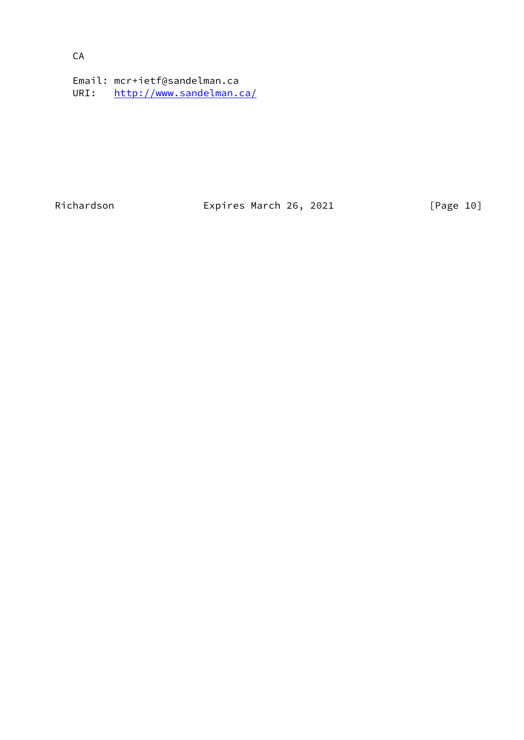CA

Email: mcr+ietf@sandelman.ca
URI: http://www.sandelman.ca/